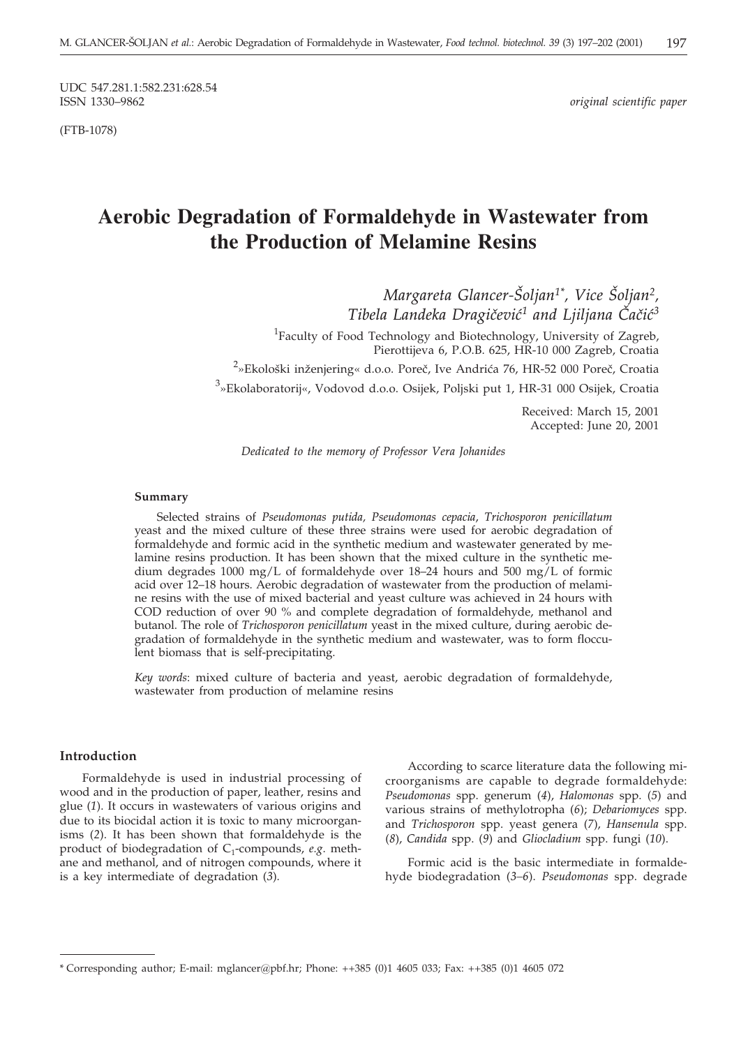UDC 547.281.1:582.231:628.54
ISSN 1330–9862

*original scientific paper*

(FTB-1078)

# Aerobic Degradation of Formaldehyde in Wastewater from the Production of Melamine Resins

*Margareta Glancer-Šoljan*[1*], *Vice Šoljan*[2], *Tibela Landeka Dragičević*[1] *and Ljiljana Čačić*[3]

[1]Faculty of Food Technology and Biotechnology, University of Zagreb, Pierottijeva 6, P.O.B. 625, HR-10 000 Zagreb, Croatia

[2]»Ekološki inženjering« d.o.o. Poreč, Ive Andrića 76, HR-52 000 Poreč, Croatia

[3]»Ekolaboratorij«, Vodovod d.o.o. Osijek, Poljski put 1, HR-31 000 Osijek, Croatia

Received: March 15, 2001
Accepted: June 20, 2001

*Dedicated to the memory of Professor Vera Johanides*

**Summary**

Selected strains of *Pseudomonas putida*, *Pseudomonas cepacia*, *Trichosporon penicillatum* yeast and the mixed culture of these three strains were used for aerobic degradation of formaldehyde and formic acid in the synthetic medium and wastewater generated by melamine resins production. It has been shown that the mixed culture in the synthetic medium degrades 1000 mg/L of formaldehyde over 18–24 hours and 500 mg/L of formic acid over 12–18 hours. Aerobic degradation of wastewater from the production of melamine resins with the use of mixed bacterial and yeast culture was achieved in 24 hours with COD reduction of over 90 % and complete degradation of formaldehyde, methanol and butanol. The role of *Trichosporon penicillatum* yeast in the mixed culture, during aerobic degradation of formaldehyde in the synthetic medium and wastewater, was to form flocculent biomass that is self-precipitating.

*Key words*: mixed culture of bacteria and yeast, aerobic degradation of formaldehyde, wastewater from production of melamine resins

## Introduction

Formaldehyde is used in industrial processing of wood and in the production of paper, leather, resins and glue (*1*). It occurs in wastewaters of various origins and due to its biocidal action it is toxic to many microorganisms (*2*). It has been shown that formaldehyde is the product of biodegradation of $C_1$-compounds, *e.g.* methane and methanol, and of nitrogen compounds, where it is a key intermediate of degradation (*3*).

According to scarce literature data the following microorganisms are capable to degrade formaldehyde: *Pseudomonas* spp. generum (*4*), *Halomonas* spp. (*5*) and various strains of methylotropha (*6*); *Debariomyces* spp. and *Trichosporon* spp. yeast genera (*7*), *Hansenula* spp. (*8*), *Candida* spp. (*9*) and *Gliocladium* spp. fungi (*10*).

Formic acid is the basic intermediate in formaldehyde biodegradation (*3–6*). *Pseudomonas* spp. degrade

\* Corresponding author; E-mail: mglancer@pbf.hr; Phone: ++385 (0)1 4605 033; Fax: ++385 (0)1 4605 072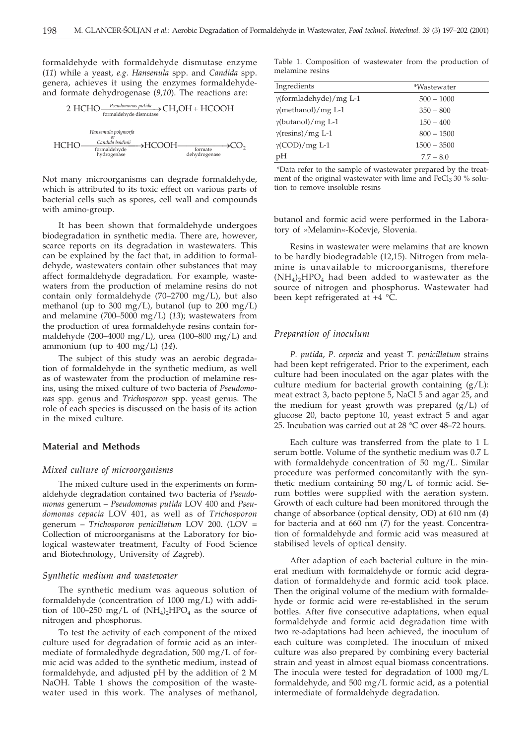formaldehyde with formaldehyde dismutase enzyme (*11*) while a yeast, *e.g. Hansenula* spp. and *Candida* spp. genera, achieves it using the enzymes formaldehyde- and formate dehydrogenase (*9,10*). The reactions are:

$$2\ HCHO \xrightarrow[\text{formaldehyde dismutase}]{\textit{Pseudomonas putida}} CH_3OH + HCOOH$$

$$HCHO \xrightarrow[\text{formaldehyde hydrogenase}]{\textit{Hansenula polymorfa}\ \text{or}\ \textit{Candida boidinii}} HCOOH \xrightarrow[\text{formate dehydrogenase}]{} CO_2$$

Not many microorganisms can degrade formaldehyde, which is attributed to its toxic effect on various parts of bacterial cells such as spores, cell wall and compounds with amino-group.

It has been shown that formaldehyde undergoes biodegradation in synthetic media. There are, however, scarce reports on its degradation in wastewaters. This can be explained by the fact that, in addition to formaldehyde, wastewaters contain other substances that may affect formaldehyde degradation. For example, wastewaters from the production of melamine resins do not contain only formaldehyde (70–2700 mg/L), but also methanol (up to 300 mg/L), butanol (up to 200 mg/L) and melamine (700–5000 mg/L) (*13*); wastewaters from the production of urea formaldehyde resins contain formaldehyde (200–4000 mg/L), urea (100–800 mg/L) and ammonium (up to 400 mg/L) (*14*).

The subject of this study was an aerobic degradation of formaldehyde in the synthetic medium, as well as of wastewater from the production of melamine resins, using the mixed culture of two bacteria of *Pseudomonas* spp. genus and *Trichosporon* spp. yeast genus. The role of each species is discussed on the basis of its action in the mixed culture.

## Material and Methods

### *Mixed culture of microorganisms*

The mixed culture used in the experiments on formaldehyde degradation contained two bacteria of *Pseudomonas* generum – *Pseudomonas putida* LOV 400 and *Pseudomonas cepacia* LOV 401, as well as of *Trichosporon* generum – *Trichosporon penicillatum* LOV 200. (LOV = Collection of microorganisms at the Laboratory for biological wastewater treatment, Faculty of Food Science and Biotechnology, University of Zagreb).

### *Synthetic medium and wastewater*

The synthetic medium was aqueous solution of formaldehyde (concentration of 1000 mg/L) with addition of 100–250 mg/L of $(NH_4)_2HPO_4$ as the source of nitrogen and phosphorus.

To test the activity of each component of the mixed culture used for degradation of formic acid as an intermediate of formaledhyde degradation, 500 mg/L of formic acid was added to the synthetic medium, instead of formaldehyde, and adjusted pH by the addition of 2 M NaOH. Table 1 shows the composition of the wastewater used in this work. The analyses of methanol, butanol and formic acid were performed in the Laboratory of »Melamin«-Kočevje, Slovenia.

Table 1. Composition of wastewater from the production of melamine resins

| Ingredients | *Wastewater |
|---|---|
| γ(formladehyde)/mg L-1 | 500 – 1000 |
| γ(methanol)/mg L-1 | 350 – 800 |
| γ(butanol)/mg L-1 | 150 – 400 |
| γ(resins)/mg L-1 | 800 – 1500 |
| γ(COD)/mg L-1 | 1500 – 3500 |
| pH | 7.7 – 8.0 |

*Data refer to the sample of wastewater prepared by the treatment of the original wastewater with lime and $FeCl_3$ 30 % solution to remove insoluble resins

Resins in wastewater were melamins that are known to be hardly biodegradable (12,15). Nitrogen from melamine is unavailable to microorganisms, therefore $(NH_4)_2HPO_4$ had been added to wastewater as the source of nitrogen and phosphorus. Wastewater had been kept refrigerated at +4 °C.

### *Preparation of inoculum*

*P. putida*, *P. cepacia* and yeast *T. penicillatum* strains had been kept refrigerated. Prior to the experiment, each culture had been inoculated on the agar plates with the culture medium for bacterial growth containing (g/L): meat extract 3, bacto peptone 5, NaCl 5 and agar 25, and the medium for yeast growth was prepared (g/L) of glucose 20, bacto peptone 10, yeast extract 5 and agar 25. Incubation was carried out at 28 °C over 48–72 hours.

Each culture was transferred from the plate to 1 L serum bottle. Volume of the synthetic medium was 0.7 L with formaldehyde concentration of 50 mg/L. Similar procedure was performed concomitantly with the synthetic medium containing 50 mg/L of formic acid. Serum bottles were supplied with the aeration system. Growth of each culture had been monitored through the change of absorbance (optical density, OD) at 610 nm (*4*) for bacteria and at 660 nm (*7*) for the yeast. Concentration of formaldehyde and formic acid was measured at stabilised levels of optical density.

After adaption of each bacterial culture in the mineral medium with formaldehyde or formic acid degradation of formaldehyde and formic acid took place. Then the original volume of the medium with formaldehyde or formic acid were re-established in the serum bottles. After five consecutive adaptations, when equal formaldehyde and formic acid degradation time with two re-adaptations had been achieved, the inoculum of each culture was completed. The inoculum of mixed culture was also prepared by combining every bacterial strain and yeast in almost equal biomass concentrations. The inocula were tested for degradation of 1000 mg/L formaldehyde, and 500 mg/L formic acid, as a potential intermediate of formaldehyde degradation.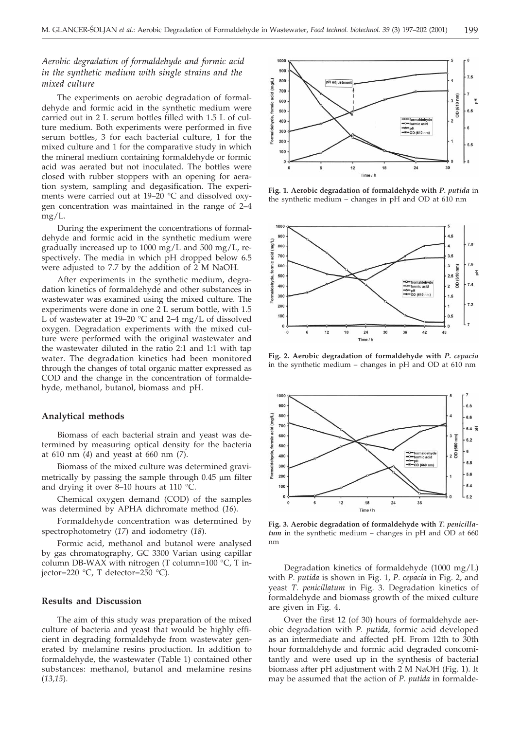### *Aerobic degradation of formaldehyde and formic acid in the synthetic medium with single strains and the mixed culture*

The experiments on aerobic degradation of formaldehyde and formic acid in the synthetic medium were carried out in 2 L serum bottles filled with 1.5 L of culture medium. Both experiments were performed in five serum bottles, 3 for each bacterial culture, 1 for the mixed culture and 1 for the comparative study in which the mineral medium containing formaldehyde or formic acid was aerated but not inoculated. The bottles were closed with rubber stoppers with an opening for aeration system, sampling and degasification. The experiments were carried out at 19–20 °C and dissolved oxygen concentration was maintained in the range of 2–4 mg/L.

During the experiment the concentrations of formaldehyde and formic acid in the synthetic medium were gradually increased up to 1000 mg/L and 500 mg/L, respectively. The media in which pH dropped below 6.5 were adjusted to 7.7 by the addition of 2 M NaOH.

After experiments in the synthetic medium, degradation kinetics of formaldehyde and other substances in wastewater was examined using the mixed culture. The experiments were done in one 2 L serum bottle, with 1.5 L of wastewater at 19–20 °C and 2–4 mg/L of dissolved oxygen. Degradation experiments with the mixed culture were performed with the original wastewater and the wastewater diluted in the ratio 2:1 and 1:1 with tap water. The degradation kinetics had been monitored through the changes of total organic matter expressed as COD and the change in the concentration of formaldehyde, methanol, butanol, biomass and pH.

## Analytical methods

Biomass of each bacterial strain and yeast was determined by measuring optical density for the bacteria at 610 nm (*4*) and yeast at 660 nm (*7*).

Biomass of the mixed culture was determined gravimetrically by passing the sample through 0.45 μm filter and drying it over 8–10 hours at 110 °C.

Chemical oxygen demand (COD) of the samples was determined by APHA dichromate method (*16*).

Formaldehyde concentration was determined by spectrophotometry (*17*) and iodometry (*18*).

Formic acid, methanol and butanol were analysed by gas chromatography, GC 3300 Varian using capillar column DB-WAX with nitrogen (T column=100 °C, T injector=220 °C, T detector=250 °C).

## Results and Discussion

The aim of this study was preparation of the mixed culture of bacteria and yeast that would be highly efficient in degrading formaldehyde from wastewater generated by melamine resins production. In addition to formaldehyde, the wastewater (Table 1) contained other substances: methanol, butanol and melamine resins (*13,15*).

**Fig. 1. Aerobic degradation of formaldehyde with *P. putida*** in the synthetic medium – changes in pH and OD at 610 nm

**Fig. 2. Aerobic degradation of formaldehyde with *P. cepacia*** in the synthetic medium – changes in pH and OD at 610 nm

**Fig. 3. Aerobic degradation of formaldehyde with *T. penicillatum*** in the synthetic medium – changes in pH and OD at 660 nm

Degradation kinetics of formaldehyde (1000 mg/L) with *P. putida* is shown in Fig. 1, *P. cepacia* in Fig. 2, and yeast *T. penicillatum* in Fig. 3. Degradation kinetics of formaldehyde and biomass growth of the mixed culture are given in Fig. 4.

Over the first 12 (of 30) hours of formaldehyde aerobic degradation with *P. putida*, formic acid developed as an intermediate and affected pH. From 12th to 30th hour formaldehyde and formic acid degraded concomitantly and were used up in the synthesis of bacterial biomass after pH adjustment with 2 M NaOH (Fig. 1). It may be assumed that the action of *P. putida* in formalde-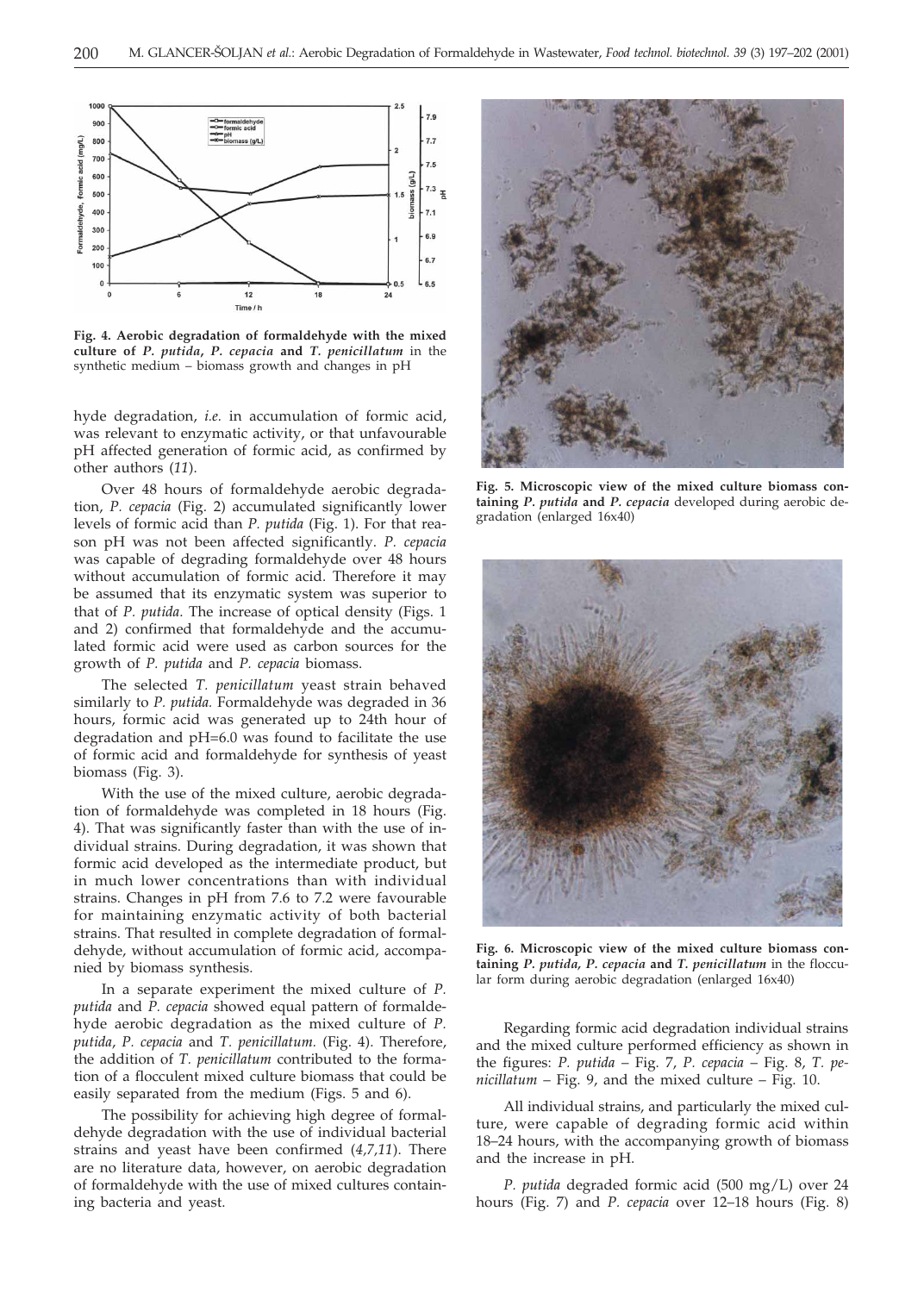**Fig. 4. Aerobic degradation of formaldehyde with the mixed culture of *P. putida*, *P. cepacia* and *T. penicillatum*** in the synthetic medium – biomass growth and changes in pH

hyde degradation, *i.e.* in accumulation of formic acid, was relevant to enzymatic activity, or that unfavourable pH affected generation of formic acid, as confirmed by other authors (*11*).

Over 48 hours of formaldehyde aerobic degradation, *P. cepacia* (Fig. 2) accumulated significantly lower levels of formic acid than *P. putida* (Fig. 1). For that reason pH was not been affected significantly. *P. cepacia* was capable of degrading formaldehyde over 48 hours without accumulation of formic acid. Therefore it may be assumed that its enzymatic system was superior to that of *P. putida.* The increase of optical density (Figs. 1 and 2) confirmed that formaldehyde and the accumulated formic acid were used as carbon sources for the growth of *P. putida* and *P. cepacia* biomass.

The selected *T. penicillatum* yeast strain behaved similarly to *P. putida.* Formaldehyde was degraded in 36 hours, formic acid was generated up to 24th hour of degradation and pH=6.0 was found to facilitate the use of formic acid and formaldehyde for synthesis of yeast biomass (Fig. 3).

With the use of the mixed culture, aerobic degradation of formaldehyde was completed in 18 hours (Fig. 4). That was significantly faster than with the use of individual strains. During degradation, it was shown that formic acid developed as the intermediate product, but in much lower concentrations than with individual strains. Changes in pH from 7.6 to 7.2 were favourable for maintaining enzymatic activity of both bacterial strains. That resulted in complete degradation of formaldehyde, without accumulation of formic acid, accompanied by biomass synthesis.

In a separate experiment the mixed culture of *P. putida* and *P. cepacia* showed equal pattern of formaldehyde aerobic degradation as the mixed culture of *P. putida*, *P. cepacia* and *T. penicillatum.* (Fig. 4). Therefore, the addition of *T. penicillatum* contributed to the formation of a flocculent mixed culture biomass that could be easily separated from the medium (Figs. 5 and 6).

The possibility for achieving high degree of formaldehyde degradation with the use of individual bacterial strains and yeast have been confirmed (*4,7,11*). There are no literature data, however, on aerobic degradation of formaldehyde with the use of mixed cultures containing bacteria and yeast.

**Fig. 5. Microscopic view of the mixed culture biomass containing *P. putida* and *P. cepacia*** developed during aerobic degradation (enlarged 16x40)

**Fig. 6. Microscopic view of the mixed culture biomass containing *P. putida, P. cepacia* and *T. penicillatum*** in the floccular form during aerobic degradation (enlarged 16x40)

Regarding formic acid degradation individual strains and the mixed culture performed efficiency as shown in the figures: *P. putida* – Fig. 7, *P. cepacia* – Fig. 8, *T. penicillatum* – Fig. 9, and the mixed culture – Fig. 10.

All individual strains, and particularly the mixed culture, were capable of degrading formic acid within 18–24 hours, with the accompanying growth of biomass and the increase in pH.

*P. putida* degraded formic acid (500 mg/L) over 24 hours (Fig. 7) and *P. cepacia* over 12–18 hours (Fig. 8)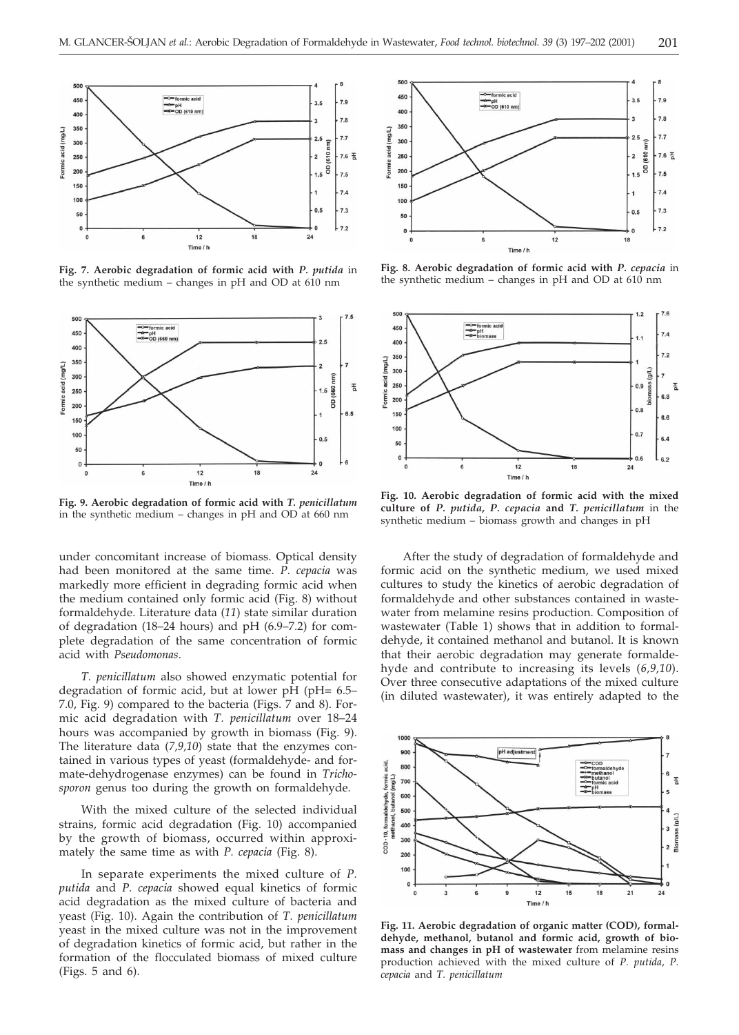Fig. 7. Aerobic degradation of formic acid with *P. putida* in the synthetic medium – changes in pH and OD at 610 nm

Fig. 8. Aerobic degradation of formic acid with *P. cepacia* in the synthetic medium – changes in pH and OD at 610 nm

Fig. 9. Aerobic degradation of formic acid with *T. penicillatum* in the synthetic medium – changes in pH and OD at 660 nm

Fig. 10. Aerobic degradation of formic acid with the mixed culture of *P. putida*, *P. cepacia* and *T. penicillatum* in the synthetic medium – biomass growth and changes in pH

under concomitant increase of biomass. Optical density had been monitored at the same time. *P. cepacia* was markedly more efficient in degrading formic acid when the medium contained only formic acid (Fig. 8) without formaldehyde. Literature data (*11*) state similar duration of degradation (18–24 hours) and pH (6.9–7.2) for complete degradation of the same concentration of formic acid with *Pseudomonas*.

*T. penicillatum* also showed enzymatic potential for degradation of formic acid, but at lower pH (pH= 6.5–7.0, Fig. 9) compared to the bacteria (Figs. 7 and 8). Formic acid degradation with *T. penicillatum* over 18–24 hours was accompanied by growth in biomass (Fig. 9). The literature data (*7,9,10*) state that the enzymes contained in various types of yeast (formaldehyde- and formate-dehydrogenase enzymes) can be found in *Trichosporon* genus too during the growth on formaldehyde.

With the mixed culture of the selected individual strains, formic acid degradation (Fig. 10) accompanied by the growth of biomass, occurred within approximately the same time as with *P. cepacia* (Fig. 8).

In separate experiments the mixed culture of *P. putida* and *P. cepacia* showed equal kinetics of formic acid degradation as the mixed culture of bacteria and yeast (Fig. 10). Again the contribution of *T. penicillatum* yeast in the mixed culture was not in the improvement of degradation kinetics of formic acid, but rather in the formation of the flocculated biomass of mixed culture (Figs. 5 and 6).

After the study of degradation of formaldehyde and formic acid on the synthetic medium, we used mixed cultures to study the kinetics of aerobic degradation of formaldehyde and other substances contained in wastewater from melamine resins production. Composition of wastewater (Table 1) shows that in addition to formaldehyde, it contained methanol and butanol. It is known that their aerobic degradation may generate formaldehyde and contribute to increasing its levels (*6,9,10*). Over three consecutive adaptations of the mixed culture (in diluted wastewater), it was entirely adapted to the

Fig. 11. Aerobic degradation of organic matter (COD), formaldehyde, methanol, butanol and formic acid, growth of biomass and changes in pH of wastewater from melamine resins production achieved with the mixed culture of *P. putida*, *P. cepacia* and *T. penicillatum*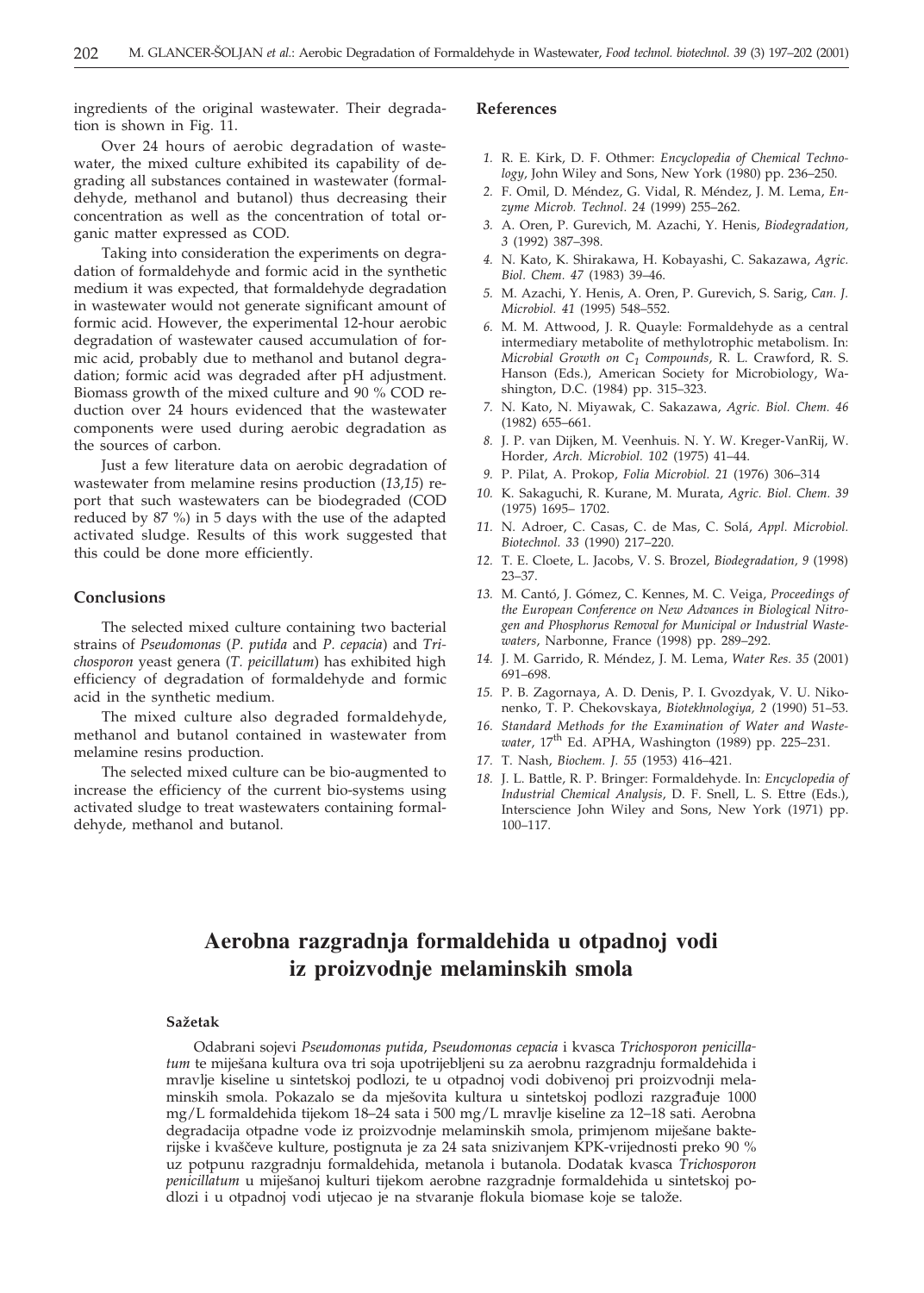ingredients of the original wastewater. Their degradation is shown in Fig. 11.

Over 24 hours of aerobic degradation of wastewater, the mixed culture exhibited its capability of degrading all substances contained in wastewater (formaldehyde, methanol and butanol) thus decreasing their concentration as well as the concentration of total organic matter expressed as COD.

Taking into consideration the experiments on degradation of formaldehyde and formic acid in the synthetic medium it was expected, that formaldehyde degradation in wastewater would not generate significant amount of formic acid. However, the experimental 12-hour aerobic degradation of wastewater caused accumulation of formic acid, probably due to methanol and butanol degradation; formic acid was degraded after pH adjustment. Biomass growth of the mixed culture and 90 % COD reduction over 24 hours evidenced that the wastewater components were used during aerobic degradation as the sources of carbon.

Just a few literature data on aerobic degradation of wastewater from melamine resins production (*13*,*15*) report that such wastewaters can be biodegraded (COD reduced by 87 %) in 5 days with the use of the adapted activated sludge. Results of this work suggested that this could be done more efficiently.

## Conclusions

The selected mixed culture containing two bacterial strains of *Pseudomonas* (*P. putida* and *P. cepacia*) and *Trichosporon* yeast genera (*T. peicillatum*) has exhibited high efficiency of degradation of formaldehyde and formic acid in the synthetic medium.

The mixed culture also degraded formaldehyde, methanol and butanol contained in wastewater from melamine resins production.

The selected mixed culture can be bio-augmented to increase the efficiency of the current bio-systems using activated sludge to treat wastewaters containing formaldehyde, methanol and butanol.

## References

*1.* R. E. Kirk, D. F. Othmer: *Encyclopedia of Chemical Technology*, John Wiley and Sons, New York (1980) pp. 236–250.

*2.* F. Omil, D. Méndez, G. Vidal, R. Méndez, J. M. Lema, *Enzyme Microb. Technol. 24* (1999) 255–262.

*3.* A. Oren, P. Gurevich, M. Azachi, Y. Henis, *Biodegradation, 3* (1992) 387–398.

*4.* N. Kato, K. Shirakawa, H. Kobayashi, C. Sakazawa, *Agric. Biol. Chem. 47* (1983) 39–46.

*5.* M. Azachi, Y. Henis, A. Oren, P. Gurevich, S. Sarig, *Can. J. Microbiol. 41* (1995) 548–552.

*6.* M. M. Attwood, J. R. Quayle: Formaldehyde as a central intermediary metabolite of methylotrophic metabolism. In: *Microbial Growth on $C_1$ Compounds*, R. L. Crawford, R. S. Hanson (Eds.), American Society for Microbiology, Washington, D.C. (1984) pp. 315–323.

*7.* N. Kato, N. Miyawak, C. Sakazawa, *Agric. Biol. Chem. 46* (1982) 655–661.

*8.* J. P. van Dijken, M. Veenhuis. N. Y. W. Kreger-VanRij, W. Horder, *Arch. Microbiol. 102* (1975) 41–44.

*9.* P. Pilat, A. Prokop, *Folia Microbiol. 21* (1976) 306–314

*10.* K. Sakaguchi, R. Kurane, M. Murata, *Agric. Biol. Chem. 39* (1975) 1695– 1702.

*11.* N. Adroer, C. Casas, C. de Mas, C. Solá, *Appl. Microbiol. Biotechnol. 33* (1990) 217–220.

*12.* T. E. Cloete, L. Jacobs, V. S. Brozel, *Biodegradation, 9* (1998) 23–37.

*13.* M. Cantó, J. Gómez, C. Kennes, M. C. Veiga, *Proceedings of the European Conference on New Advances in Biological Nitrogen and Phosphorus Removal for Municipal or Industrial Wastewaters*, Narbonne, France (1998) pp. 289–292.

*14.* J. M. Garrido, R. Méndez, J. M. Lema, *Water Res. 35* (2001) 691–698.

*15.* P. B. Zagornaya, A. D. Denis, P. I. Gvozdyak, V. U. Nikonenko, T. P. Chekovskaya, *Biotekhnologiya, 2* (1990) 51–53.

*16.* *Standard Methods for the Examination of Water and Wastewater*, 17[th] Ed. APHA, Washington (1989) pp. 225–231.

*17.* T. Nash, *Biochem. J. 55* (1953) 416–421.

*18.* J. L. Battle, R. P. Bringer: Formaldehyde. In: *Encyclopedia of Industrial Chemical Analysis*, D. F. Snell, L. S. Ettre (Eds.), Interscience John Wiley and Sons, New York (1971) pp. 100–117.

# Aerobna razgradnja formaldehida u otpadnoj vodi iz proizvodnje melaminskih smola

### Sažetak

Odabrani sojevi *Pseudomonas putida*, *Pseudomonas cepacia* i kvasca *Trichosporon penicillatum* te miješana kultura ova tri soja upotrijebljeni su za aerobnu razgradnju formaldehida i mravlje kiseline u sintetskoj podlozi, te u otpadnoj vodi dobivenoj pri proizvodnji melaminskih smola. Pokazalo se da mješovita kultura u sintetskoj podlozi razgrađuje 1000 mg/L formaldehida tijekom 18–24 sata i 500 mg/L mravlje kiseline za 12–18 sati. Aerobna degradacija otpadne vode iz proizvodnje melaminskih smola, primjenom miješane bakterijske i kvaščeve kulture, postignuta je za 24 sata snizivanjem KPK-vrijednosti preko 90 % uz potpunu razgradnju formaldehida, metanola i butanola. Dodatak kvasca *Trichosporon penicillatum* u miješanoj kulturi tijekom aerobne razgradnje formaldehida u sintetskoj podlozi i u otpadnoj vodi utjecao je na stvaranje flokula biomase koje se talože.